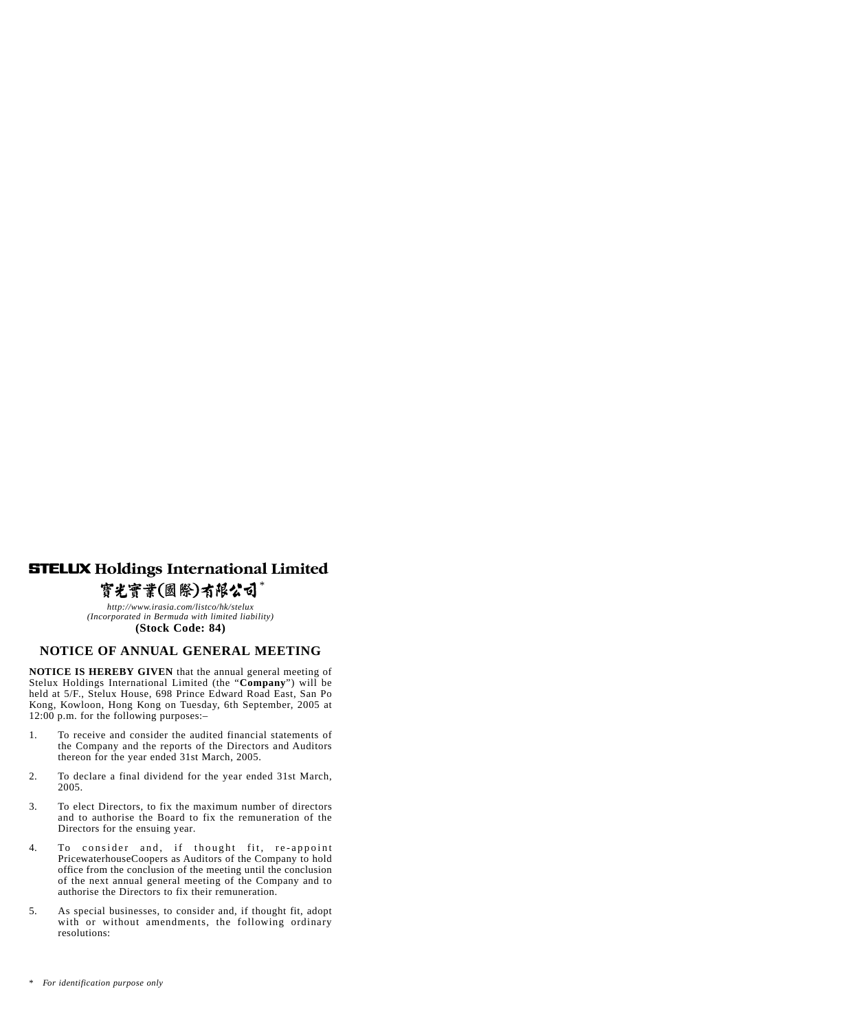# STELUX Holdings International Limited

# 寶光實業(國際)有限公司*

*http://www.irasia.com/listco/hk/stelux*

*(Incorporated in Bermuda with limited liability)*

**(Stock Code: 84)**

## NOTICE OF ANNUAL GENERAL MEETING

**NOTICE IS HEREBY GIVEN** that the annual general meeting of Stelux Holdings International Limited (the "**Company**") will be held at 5/F., Stelux House, 698 Prince Edward Road East, San Po Kong, Kowloon, Hong Kong on Tuesday, 6th September, 2005 at 12:00 p.m. for the following purposes:–

1. To receive and consider the audited financial statements of the Company and the reports of the Directors and Auditors thereon for the year ended 31st March, 2005.

2. To declare a final dividend for the year ended 31st March, 2005.

3. To elect Directors, to fix the maximum number of directors and to authorise the Board to fix the remuneration of the Directors for the ensuing year.

4. To consider and, if thought fit, re-appoint PricewaterhouseCoopers as Auditors of the Company to hold office from the conclusion of the meeting until the conclusion of the next annual general meeting of the Company and to authorise the Directors to fix their remuneration.

5. As special businesses, to consider and, if thought fit, adopt with or without amendments, the following ordinary resolutions:

\* *For identification purpose only*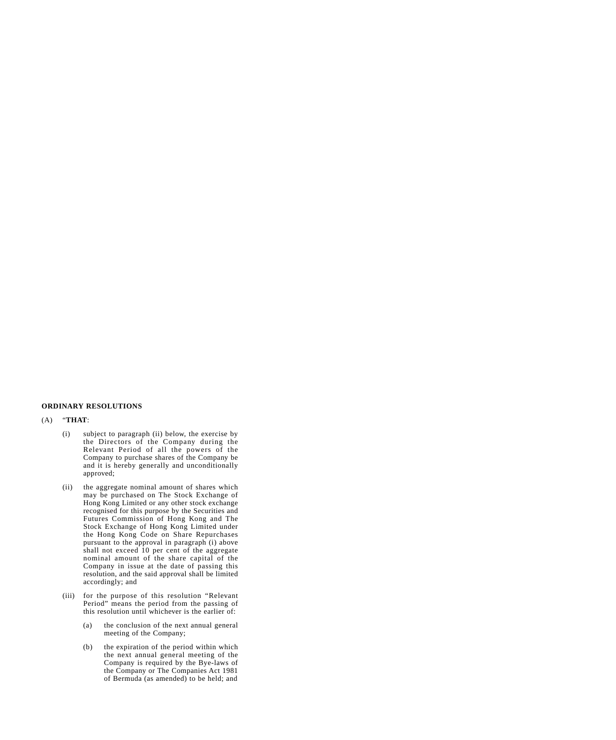**ORDINARY RESOLUTIONS**

(A) "**THAT**:

(i) subject to paragraph (ii) below, the exercise by the Directors of the Company during the Relevant Period of all the powers of the Company to purchase shares of the Company be and it is hereby generally and unconditionally approved;

(ii) the aggregate nominal amount of shares which may be purchased on The Stock Exchange of Hong Kong Limited or any other stock exchange recognised for this purpose by the Securities and Futures Commission of Hong Kong and The Stock Exchange of Hong Kong Limited under the Hong Kong Code on Share Repurchases pursuant to the approval in paragraph (i) above shall not exceed 10 per cent of the aggregate nominal amount of the share capital of the Company in issue at the date of passing this resolution, and the said approval shall be limited accordingly; and

(iii) for the purpose of this resolution "Relevant Period" means the period from the passing of this resolution until whichever is the earlier of:

(a) the conclusion of the next annual general meeting of the Company;

(b) the expiration of the period within which the next annual general meeting of the Company is required by the Bye-laws of the Company or The Companies Act 1981 of Bermuda (as amended) to be held; and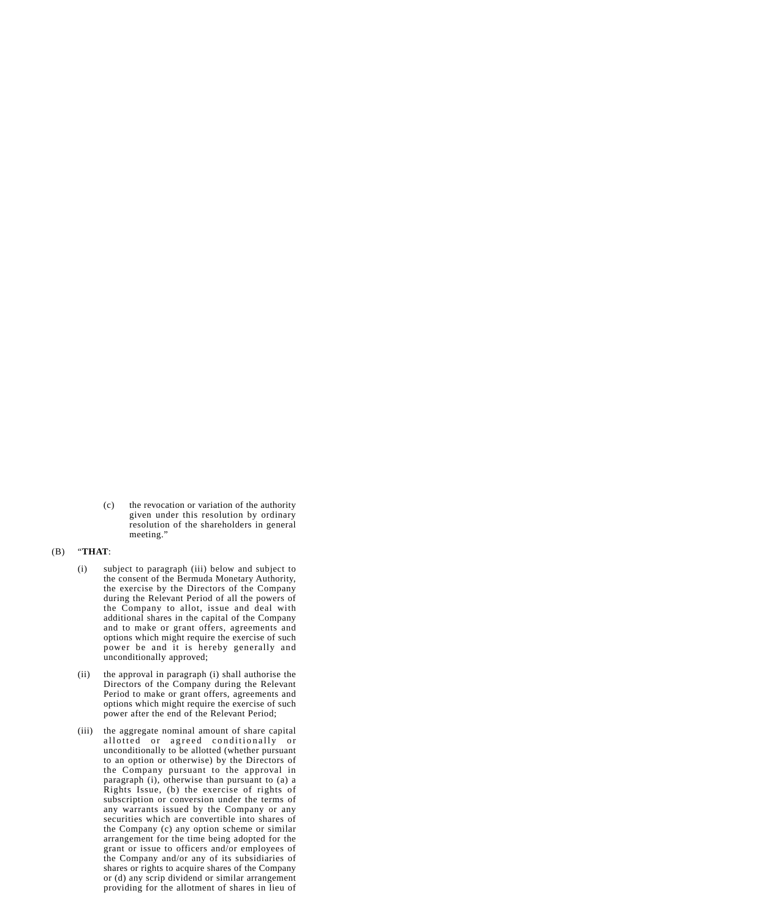(c) the revocation or variation of the authority given under this resolution by ordinary resolution of the shareholders in general meeting."

(B) "**THAT**:

(i) subject to paragraph (iii) below and subject to the consent of the Bermuda Monetary Authority, the exercise by the Directors of the Company during the Relevant Period of all the powers of the Company to allot, issue and deal with additional shares in the capital of the Company and to make or grant offers, agreements and options which might require the exercise of such power be and it is hereby generally and unconditionally approved;

(ii) the approval in paragraph (i) shall authorise the Directors of the Company during the Relevant Period to make or grant offers, agreements and options which might require the exercise of such power after the end of the Relevant Period;

(iii) the aggregate nominal amount of share capital allotted or agreed conditionally or unconditionally to be allotted (whether pursuant to an option or otherwise) by the Directors of the Company pursuant to the approval in paragraph (i), otherwise than pursuant to (a) a Rights Issue, (b) the exercise of rights of subscription or conversion under the terms of any warrants issued by the Company or any securities which are convertible into shares of the Company (c) any option scheme or similar arrangement for the time being adopted for the grant or issue to officers and/or employees of the Company and/or any of its subsidiaries of shares or rights to acquire shares of the Company or (d) any scrip dividend or similar arrangement providing for the allotment of shares in lieu of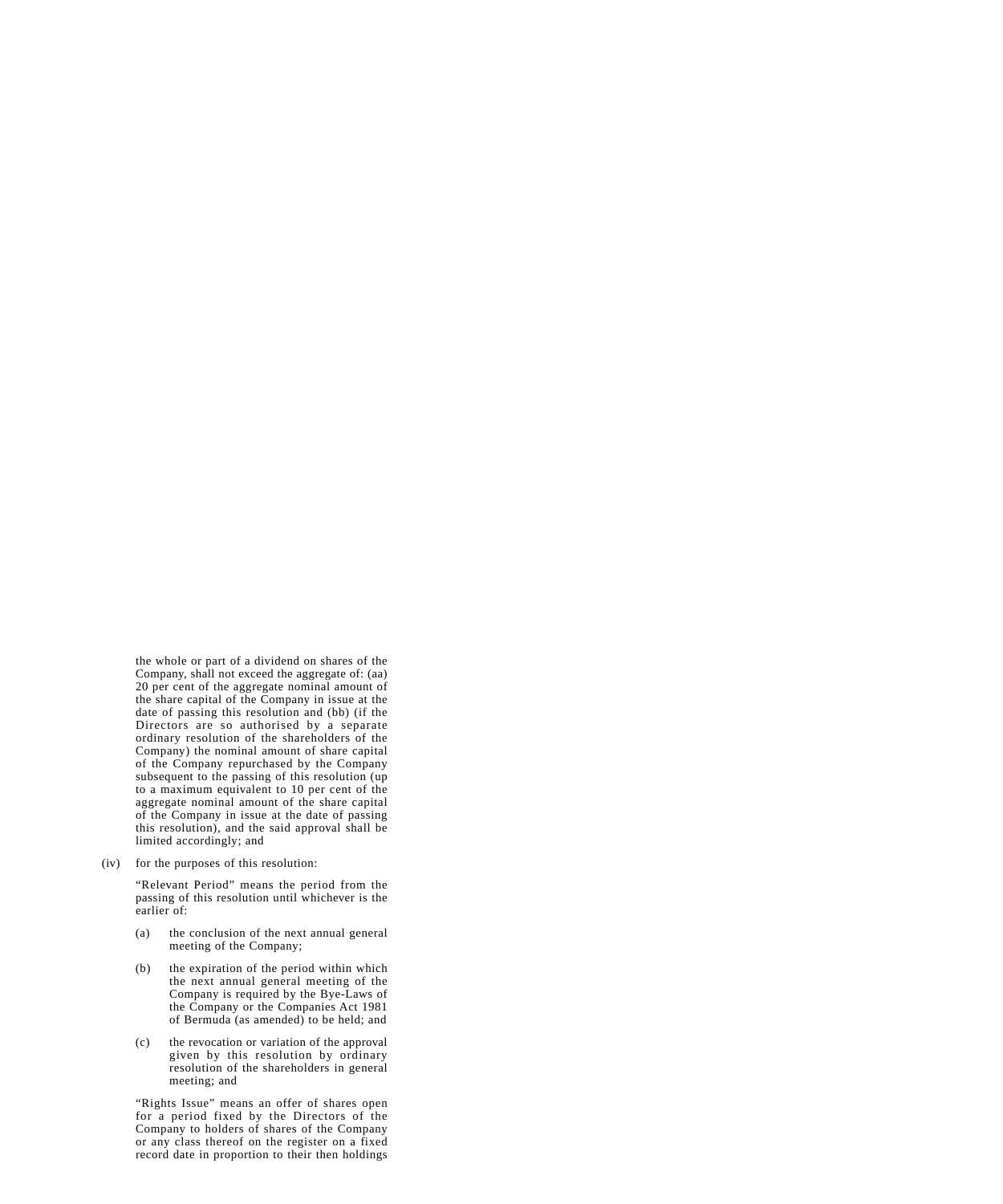the whole or part of a dividend on shares of the Company, shall not exceed the aggregate of: (aa) 20 per cent of the aggregate nominal amount of the share capital of the Company in issue at the date of passing this resolution and (bb) (if the Directors are so authorised by a separate ordinary resolution of the shareholders of the Company) the nominal amount of share capital of the Company repurchased by the Company subsequent to the passing of this resolution (up to a maximum equivalent to 10 per cent of the aggregate nominal amount of the share capital of the Company in issue at the date of passing this resolution), and the said approval shall be limited accordingly; and

(iv) for the purposes of this resolution:

"Relevant Period" means the period from the passing of this resolution until whichever is the earlier of:

(a) the conclusion of the next annual general meeting of the Company;

(b) the expiration of the period within which the next annual general meeting of the Company is required by the Bye-Laws of the Company or the Companies Act 1981 of Bermuda (as amended) to be held; and

(c) the revocation or variation of the approval given by this resolution by ordinary resolution of the shareholders in general meeting; and

"Rights Issue" means an offer of shares open for a period fixed by the Directors of the Company to holders of shares of the Company or any class thereof on the register on a fixed record date in proportion to their then holdings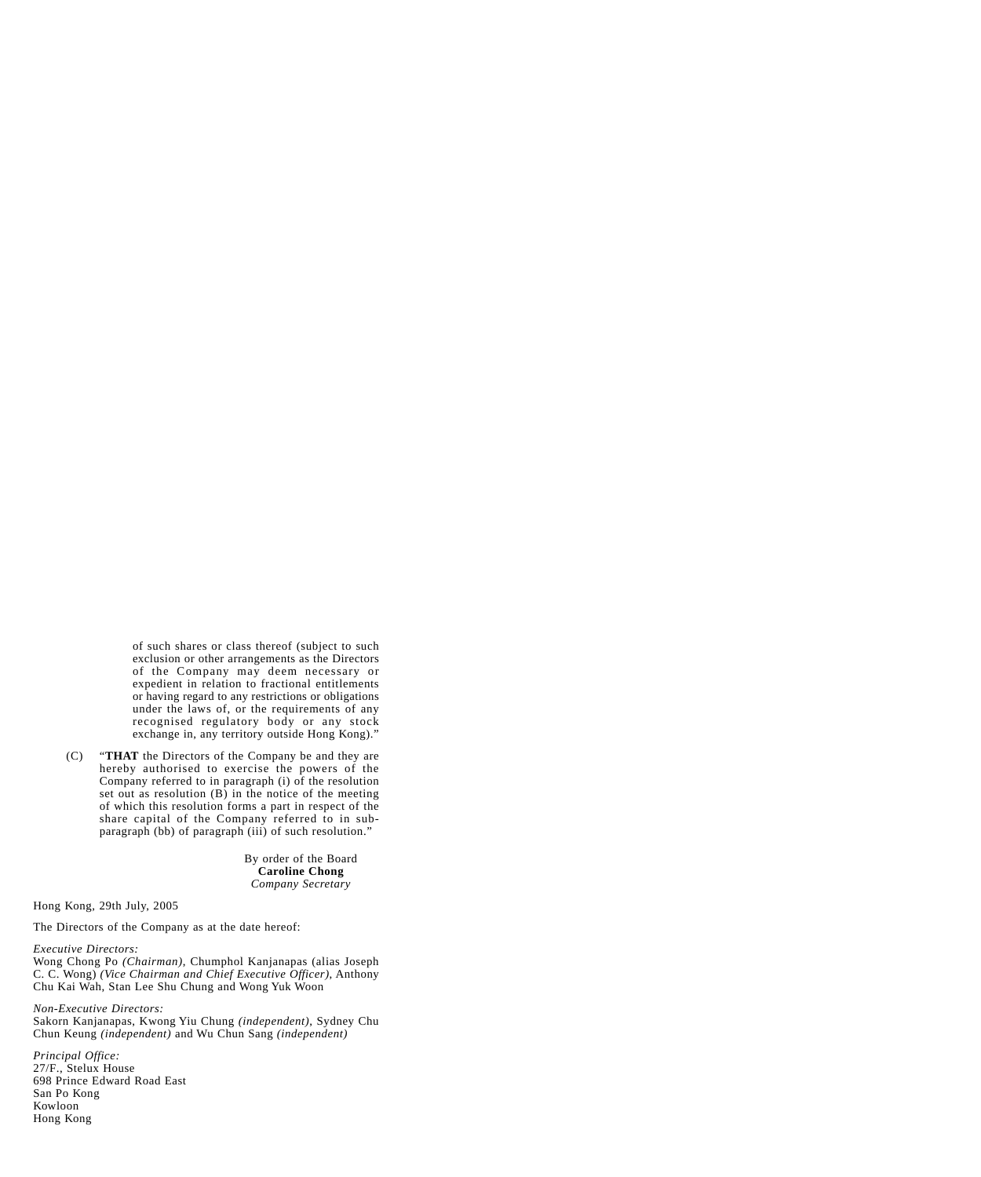of such shares or class thereof (subject to such exclusion or other arrangements as the Directors of the Company may deem necessary or expedient in relation to fractional entitlements or having regard to any restrictions or obligations under the laws of, or the requirements of any recognised regulatory body or any stock exchange in, any territory outside Hong Kong)."

(C) "**THAT** the Directors of the Company be and they are hereby authorised to exercise the powers of the Company referred to in paragraph (i) of the resolution set out as resolution (B) in the notice of the meeting of which this resolution forms a part in respect of the share capital of the Company referred to in sub-paragraph (bb) of paragraph (iii) of such resolution."

By order of the Board
**Caroline Chong**
*Company Secretary*

Hong Kong, 29th July, 2005

The Directors of the Company as at the date hereof:

*Executive Directors:*
Wong Chong Po *(Chairman)*, Chumphol Kanjanapas (alias Joseph C. C. Wong) *(Vice Chairman and Chief Executive Officer)*, Anthony Chu Kai Wah, Stan Lee Shu Chung and Wong Yuk Woon

*Non-Executive Directors:*
Sakorn Kanjanapas, Kwong Yiu Chung *(independent)*, Sydney Chu Chun Keung *(independent)* and Wu Chun Sang *(independent)*

*Principal Office:*
27/F., Stelux House
698 Prince Edward Road East
San Po Kong
Kowloon
Hong Kong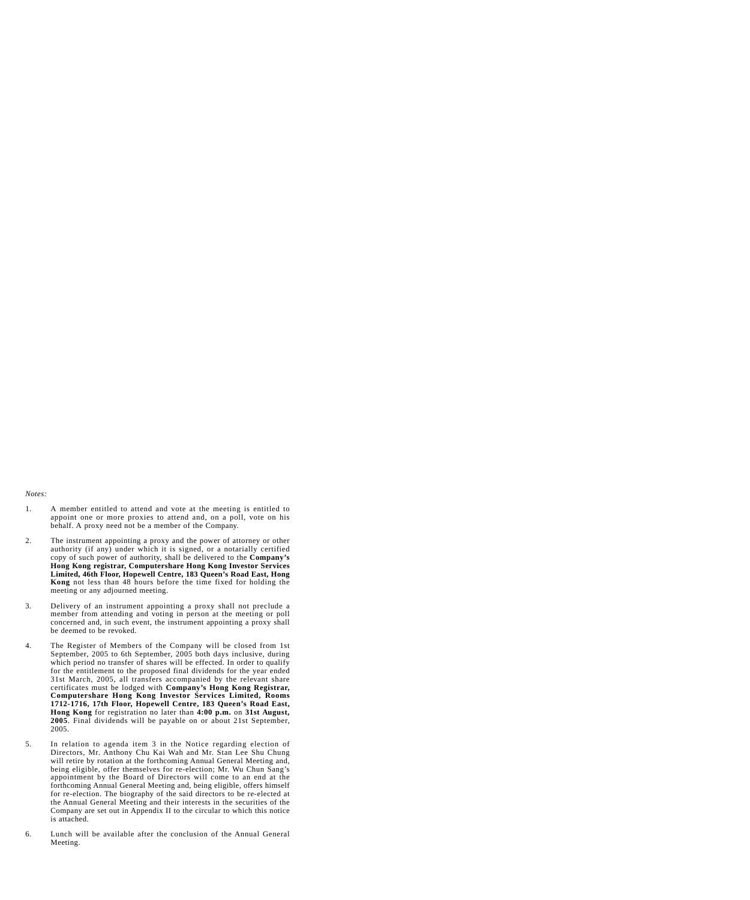*Notes:*

1. A member entitled to attend and vote at the meeting is entitled to appoint one or more proxies to attend and, on a poll, vote on his behalf. A proxy need not be a member of the Company.

2. The instrument appointing a proxy and the power of attorney or other authority (if any) under which it is signed, or a notarially certified copy of such power of authority, shall be delivered to the **Company's Hong Kong registrar, Computershare Hong Kong Investor Services Limited, 46th Floor, Hopewell Centre, 183 Queen's Road East, Hong Kong** not less than 48 hours before the time fixed for holding the meeting or any adjourned meeting.

3. Delivery of an instrument appointing a proxy shall not preclude a member from attending and voting in person at the meeting or poll concerned and, in such event, the instrument appointing a proxy shall be deemed to be revoked.

4. The Register of Members of the Company will be closed from 1st September, 2005 to 6th September, 2005 both days inclusive, during which period no transfer of shares will be effected. In order to qualify for the entitlement to the proposed final dividends for the year ended 31st March, 2005, all transfers accompanied by the relevant share certificates must be lodged with **Company's Hong Kong Registrar, Computershare Hong Kong Investor Services Limited, Rooms 1712-1716, 17th Floor, Hopewell Centre, 183 Queen's Road East, Hong Kong** for registration no later than **4:00 p.m.** on **31st August, 2005**. Final dividends will be payable on or about 21st September, 2005.

5. In relation to agenda item 3 in the Notice regarding election of Directors, Mr. Anthony Chu Kai Wah and Mr. Stan Lee Shu Chung will retire by rotation at the forthcoming Annual General Meeting and, being eligible, offer themselves for re-election; Mr. Wu Chun Sang's appointment by the Board of Directors will come to an end at the forthcoming Annual General Meeting and, being eligible, offers himself for re-election. The biography of the said directors to be re-elected at the Annual General Meeting and their interests in the securities of the Company are set out in Appendix II to the circular to which this notice is attached.

6. Lunch will be available after the conclusion of the Annual General Meeting.